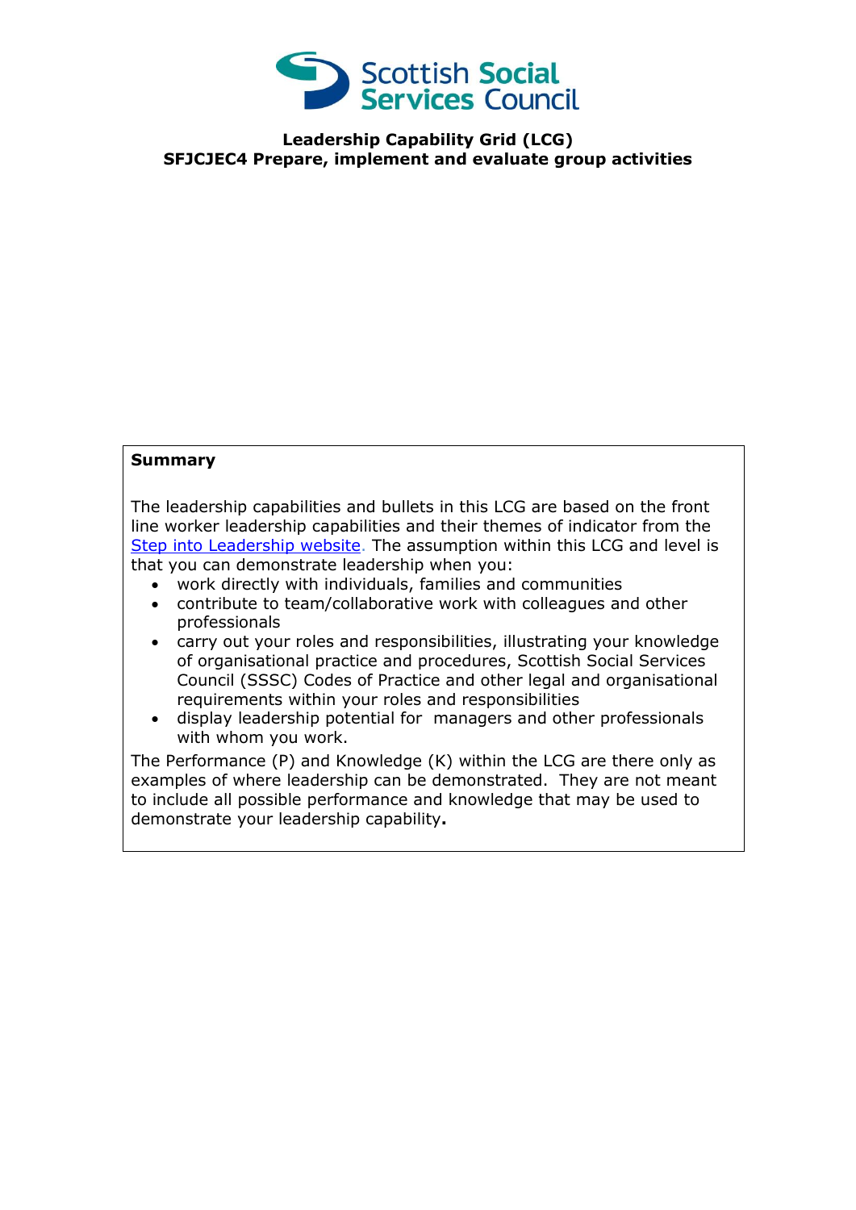# Leadership Capability Grid (LCG)
## SFJCJEC4 Prepare, implement and evaluate group activities

**Summary**

The leadership capabilities and bullets in this LCG are based on the front line worker leadership capabilities and their themes of indicator from the Step into Leadership website. The assumption within this LCG and level is that you can demonstrate leadership when you:

- work directly with individuals, families and communities
- contribute to team/collaborative work with colleagues and other professionals
- carry out your roles and responsibilities, illustrating your knowledge of organisational practice and procedures, Scottish Social Services Council (SSSC) Codes of Practice and other legal and organisational requirements within your roles and responsibilities
- display leadership potential for managers and other professionals with whom you work.

The Performance (P) and Knowledge (K) within the LCG are there only as examples of where leadership can be demonstrated. They are not meant to include all possible performance and knowledge that may be used to demonstrate your leadership capability**.**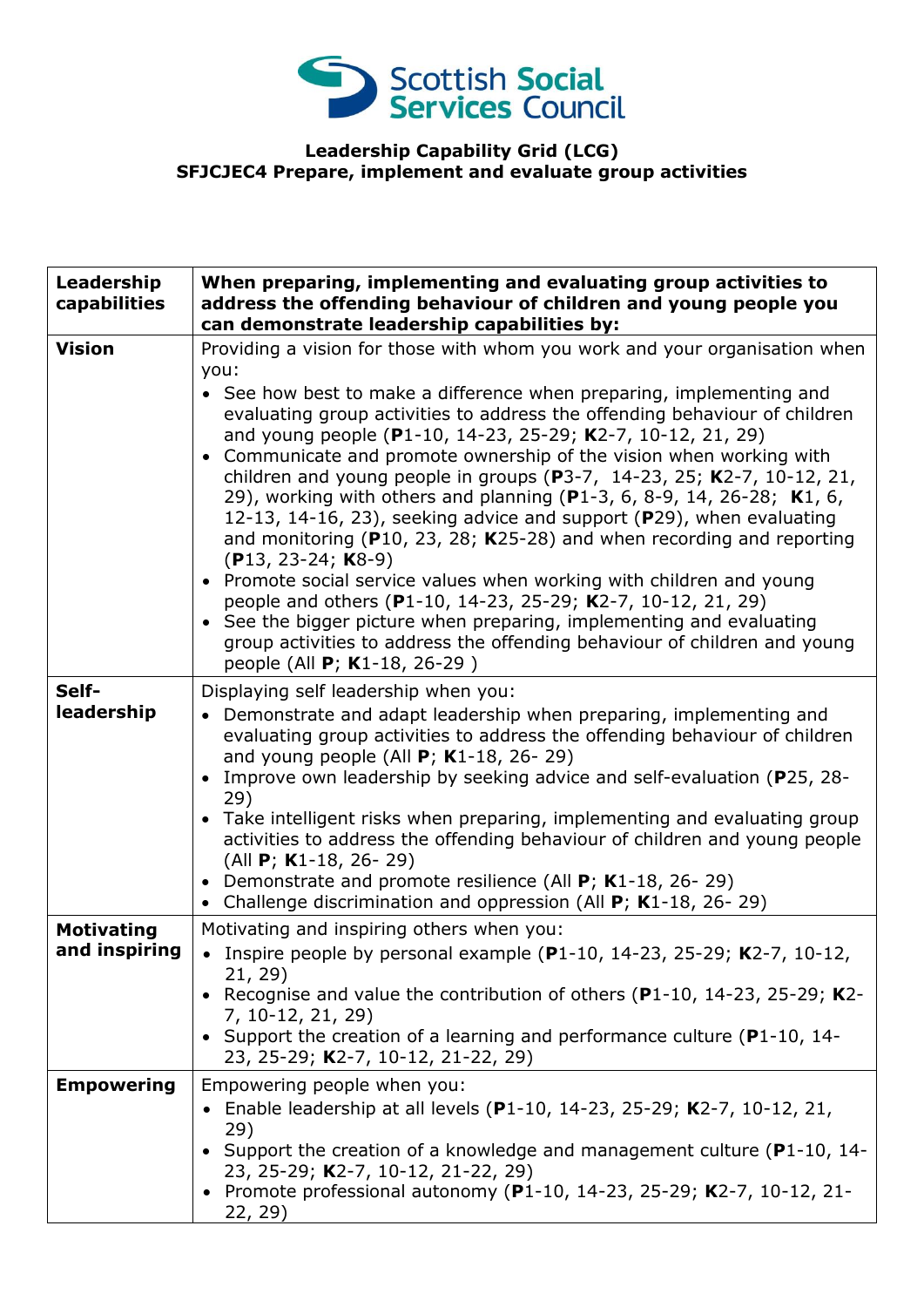**Leadership Capability Grid (LCG)**
**SFJCJEC4 Prepare, implement and evaluate group activities**

| Leadership capabilities | When preparing, implementing and evaluating group activities to address the offending behaviour of children and young people you can demonstrate leadership capabilities by: |
|---|---|
| **Vision** | Providing a vision for those with whom you work and your organisation when you:<br>• See how best to make a difference when preparing, implementing and evaluating group activities to address the offending behaviour of children and young people (**P**1-10, 14-23, 25-29; **K**2-7, 10-12, 21, 29)<br>• Communicate and promote ownership of the vision when working with children and young people in groups (**P**3-7, 14-23, 25; **K**2-7, 10-12, 21, 29), working with others and planning (**P**1-3, 6, 8-9, 14, 26-28; **K**1, 6, 12-13, 14-16, 23), seeking advice and support (**P**29), when evaluating and monitoring (**P**10, 23, 28; **K**25-28) and when recording and reporting (**P**13, 23-24; **K**8-9)<br>• Promote social service values when working with children and young people and others (**P**1-10, 14-23, 25-29; **K**2-7, 10-12, 21, 29)<br>• See the bigger picture when preparing, implementing and evaluating group activities to address the offending behaviour of children and young people (All **P**; **K**1-18, 26-29 ) |
| **Self-leadership** | Displaying self leadership when you:<br>• Demonstrate and adapt leadership when preparing, implementing and evaluating group activities to address the offending behaviour of children and young people (All **P**; **K**1-18, 26- 29)<br>• Improve own leadership by seeking advice and self-evaluation (**P**25, 28-29)<br>• Take intelligent risks when preparing, implementing and evaluating group activities to address the offending behaviour of children and young people (All **P**; **K**1-18, 26- 29)<br>• Demonstrate and promote resilience (All **P**; **K**1-18, 26- 29)<br>• Challenge discrimination and oppression (All **P**; **K**1-18, 26- 29) |
| **Motivating and inspiring** | Motivating and inspiring others when you:<br>• Inspire people by personal example (**P**1-10, 14-23, 25-29; **K**2-7, 10-12, 21, 29)<br>• Recognise and value the contribution of others (**P**1-10, 14-23, 25-29; **K**2-7, 10-12, 21, 29)<br>• Support the creation of a learning and performance culture (**P**1-10, 14-23, 25-29; **K**2-7, 10-12, 21-22, 29) |
| **Empowering** | Empowering people when you:<br>• Enable leadership at all levels (**P**1-10, 14-23, 25-29; **K**2-7, 10-12, 21, 29)<br>• Support the creation of a knowledge and management culture (**P**1-10, 14-23, 25-29; **K**2-7, 10-12, 21-22, 29)<br>• Promote professional autonomy (**P**1-10, 14-23, 25-29; **K**2-7, 10-12, 21-22, 29) |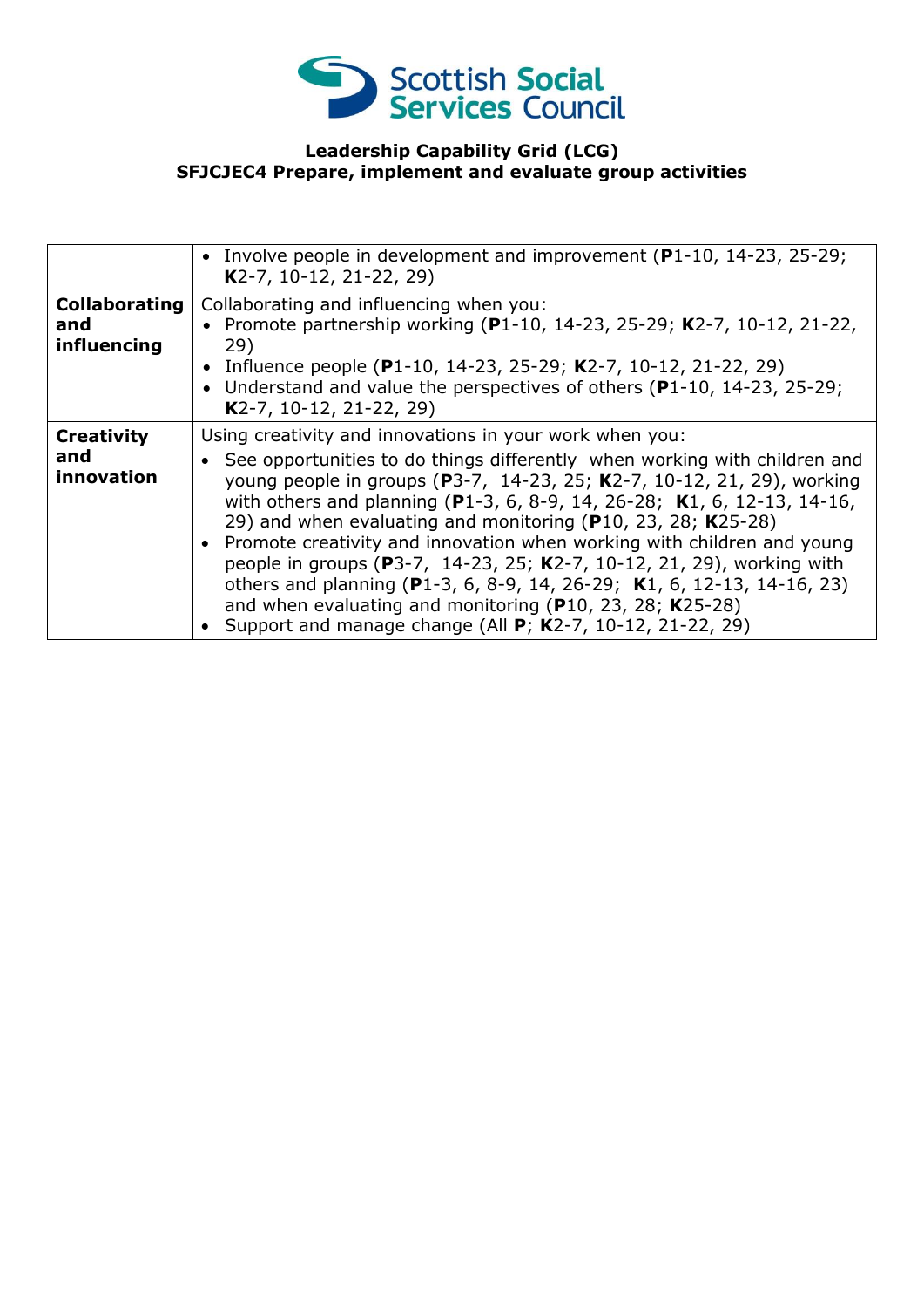**Leadership Capability Grid (LCG)**
**SFJCJEC4 Prepare, implement and evaluate group activities**

| | |
|---|---|
| | • Involve people in development and improvement (**P**1-10, 14-23, 25-29; **K**2-7, 10-12, 21-22, 29) |
| **Collaborating and influencing** | Collaborating and influencing when you:<br>• Promote partnership working (**P**1-10, 14-23, 25-29; **K**2-7, 10-12, 21-22, 29)<br>• Influence people (**P**1-10, 14-23, 25-29; **K**2-7, 10-12, 21-22, 29)<br>• Understand and value the perspectives of others (**P**1-10, 14-23, 25-29; **K**2-7, 10-12, 21-22, 29) |
| **Creativity and innovation** | Using creativity and innovations in your work when you:<br>• See opportunities to do things differently when working with children and young people in groups (**P**3-7, 14-23, 25; **K**2-7, 10-12, 21, 29), working with others and planning (**P**1-3, 6, 8-9, 14, 26-28; **K**1, 6, 12-13, 14-16, 29) and when evaluating and monitoring (**P**10, 23, 28; **K**25-28)<br>• Promote creativity and innovation when working with children and young people in groups (**P**3-7, 14-23, 25; **K**2-7, 10-12, 21, 29), working with others and planning (**P**1-3, 6, 8-9, 14, 26-29; **K**1, 6, 12-13, 14-16, 23) and when evaluating and monitoring (**P**10, 23, 28; **K**25-28)<br>• Support and manage change (All **P**; **K**2-7, 10-12, 21-22, 29) |